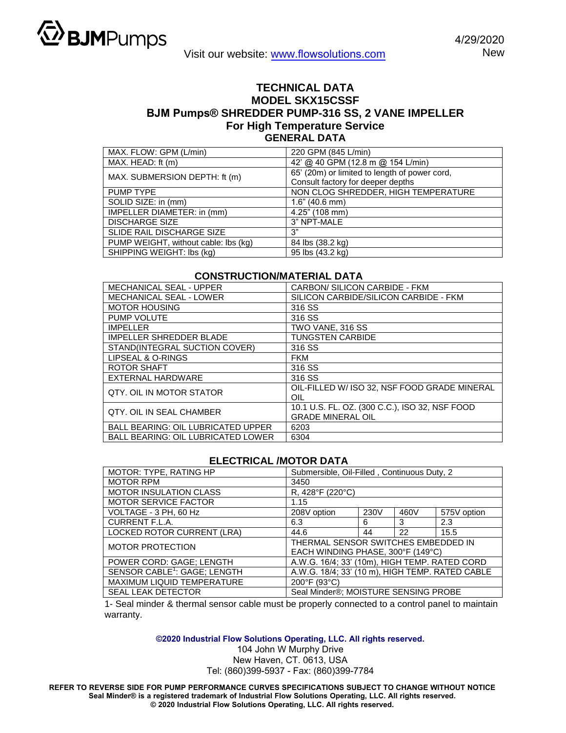BJMPumps

Visit our website: www.flowsolutions.com

4/29/2020
New

# TECHNICAL DATA
# MODEL SKX15CSSF
# BJM Pumps® SHREDDER PUMP-316 SS, 2 VANE IMPELLER
# For High Temperature Service

## GENERAL DATA

| | |
|---|---|
| MAX. FLOW: GPM (L/min) | 220 GPM (845 L/min) |
| MAX. HEAD: ft (m) | 42' @ 40 GPM (12.8 m @ 154 L/min) |
| MAX. SUBMERSION DEPTH: ft (m) | 65' (20m) or limited to length of power cord, Consult factory for deeper depths |
| PUMP TYPE | NON CLOG SHREDDER, HIGH TEMPERATURE |
| SOLID SIZE: in (mm) | 1.6" (40.6 mm) |
| IMPELLER DIAMETER: in (mm) | 4.25" (108 mm) |
| DISCHARGE SIZE | 3" NPT-MALE |
| SLIDE RAIL DISCHARGE SIZE | 3" |
| PUMP WEIGHT, without cable: lbs (kg) | 84 lbs (38.2 kg) |
| SHIPPING WEIGHT: lbs (kg) | 95 lbs (43.2 kg) |

## CONSTRUCTION/MATERIAL DATA

| | |
|---|---|
| MECHANICAL SEAL - UPPER | CARBON/ SILICON CARBIDE - FKM |
| MECHANICAL SEAL - LOWER | SILICON CARBIDE/SILICON CARBIDE - FKM |
| MOTOR HOUSING | 316 SS |
| PUMP VOLUTE | 316 SS |
| IMPELLER | TWO VANE, 316 SS |
| IMPELLER SHREDDER BLADE | TUNGSTEN CARBIDE |
| STAND(INTEGRAL SUCTION COVER) | 316 SS |
| LIPSEAL & O-RINGS | FKM |
| ROTOR SHAFT | 316 SS |
| EXTERNAL HARDWARE | 316 SS |
| QTY. OIL IN MOTOR STATOR | OIL-FILLED W/ ISO 32, NSF FOOD GRADE MINERAL OIL |
| QTY. OIL IN SEAL CHAMBER | 10.1 U.S. FL. OZ. (300 C.C.), ISO 32, NSF FOOD GRADE MINERAL OIL |
| BALL BEARING: OIL LUBRICATED UPPER | 6203 |
| BALL BEARING: OIL LUBRICATED LOWER | 6304 |

## ELECTRICAL /MOTOR DATA

| | | | | |
|---|---|---|---|---|
| MOTOR: TYPE, RATING HP | Submersible, Oil-Filled , Continuous Duty, 2 | | | |
| MOTOR RPM | 3450 | | | |
| MOTOR INSULATION CLASS | R, 428°F (220°C) | | | |
| MOTOR SERVICE FACTOR | 1.15 | | | |
| VOLTAGE - 3 PH, 60 Hz | 208V option | 230V | 460V | 575V option |
| CURRENT F.L.A. | 6.3 | 6 | 3 | 2.3 |
| LOCKED ROTOR CURRENT (LRA) | 44.6 | 44 | 22 | 15.5 |
| MOTOR PROTECTION | THERMAL SENSOR SWITCHES EMBEDDED IN EACH WINDING PHASE, 300°F (149°C) | | | |
| POWER CORD: GAGE; LENGTH | A.W.G. 16/4; 33' (10m), HIGH TEMP. RATED CORD | | | |
| SENSOR CABLE[1]: GAGE; LENGTH | A.W.G. 18/4; 33' (10 m), HIGH TEMP. RATED CABLE | | | |
| MAXIMUM LIQUID TEMPERATURE | 200°F (93°C) | | | |
| SEAL LEAK DETECTOR | Seal Minder®; MOISTURE SENSING PROBE | | | |

1- Seal minder & thermal sensor cable must be properly connected to a control panel to maintain warranty.

**©2020 Industrial Flow Solutions Operating, LLC. All rights reserved.**
104 John W Murphy Drive
New Haven, CT. 0613, USA
Tel: (860)399-5937 - Fax: (860)399-7784

**REFER TO REVERSE SIDE FOR PUMP PERFORMANCE CURVES SPECIFICATIONS SUBJECT TO CHANGE WITHOUT NOTICE**
**Seal Minder® is a registered trademark of Industrial Flow Solutions Operating, LLC. All rights reserved.**
**© 2020 Industrial Flow Solutions Operating, LLC. All rights reserved.**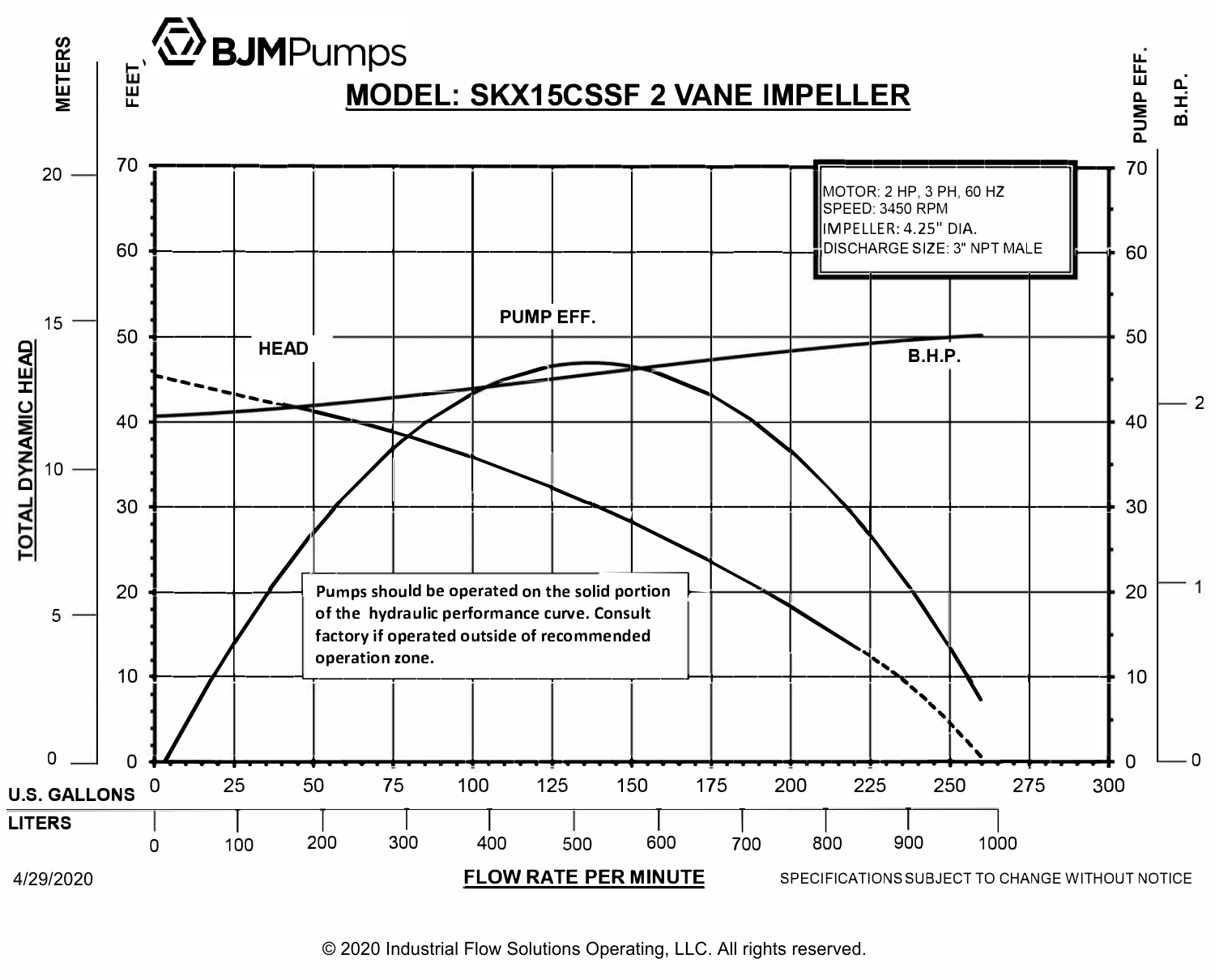BJMPumps

# MODEL: SKX15CSSF 2 VANE IMPELLER

MOTOR: 2 HP, 3 PH, 60 HZ
SPEED: 3450 RPM
IMPELLER: 4.25" DIA.
DISCHARGE SIZE: 3" NPT MALE

METERS
FEET
TOTAL DYNAMIC HEAD
PUMP EFF.
B.H.P.

HEAD
PUMP EFF.
B.H.P.

Pumps should be operated on the solid portion of the hydraulic performance curve. Consult factory if operated outside of recommended operation zone.

METERS: 0, 5, 10, 15, 20
FEET: 0, 10, 20, 30, 40, 50, 60, 70
PUMP EFF.: 0, 10, 20, 30, 40, 50, 60, 70
B.H.P.: 0, 1, 2

U.S. GALLONS: 0, 25, 50, 75, 100, 125, 150, 175, 200, 225, 250, 275, 300
LITERS: 0, 100, 200, 300, 400, 500, 600, 700, 800, 900, 1000

FLOW RATE PER MINUTE

4/29/2020

SPECIFICATIONS SUBJECT TO CHANGE WITHOUT NOTICE

© 2020 Industrial Flow Solutions Operating, LLC. All rights reserved.